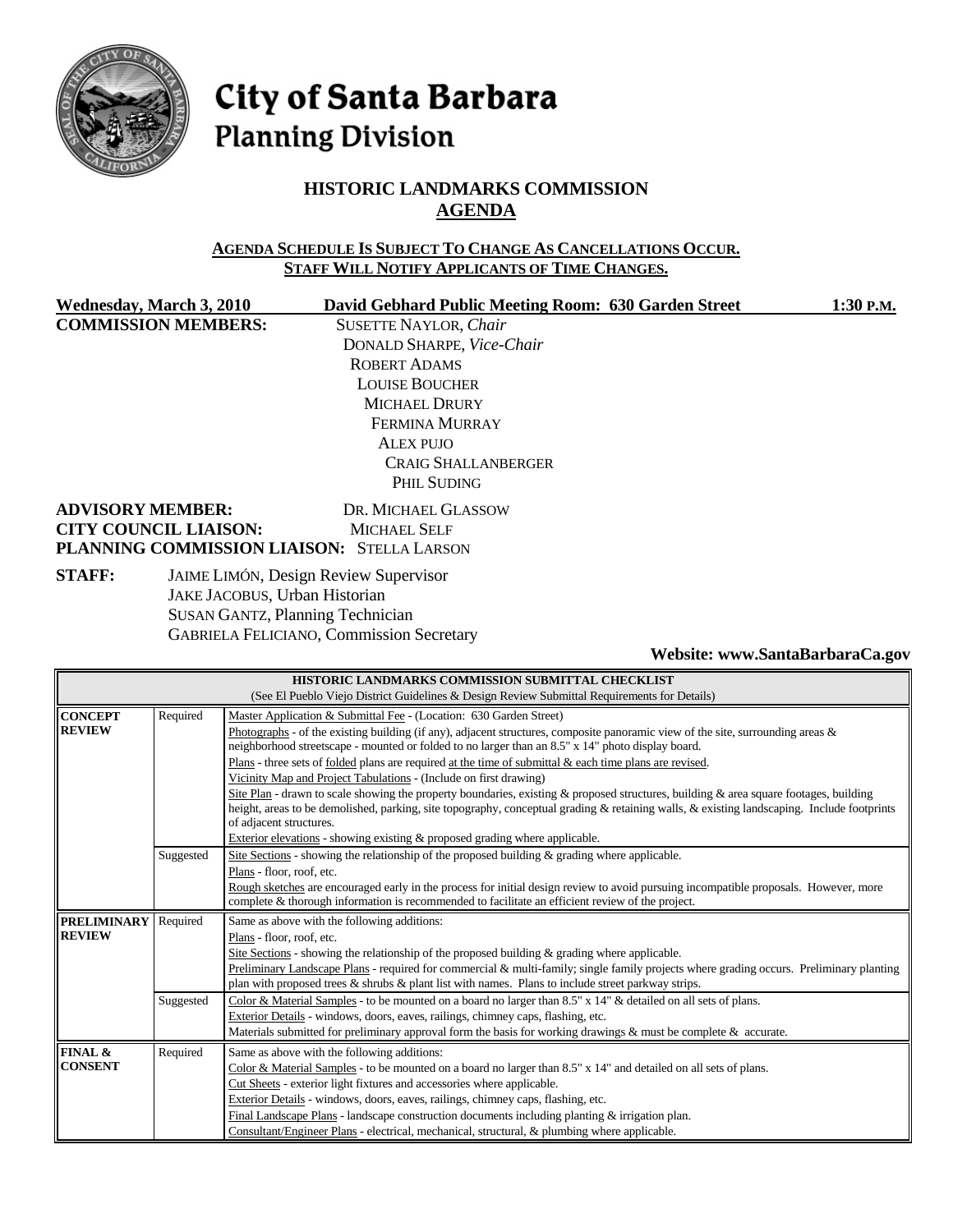# City of Santa Barbara
## Planning Division

## HISTORIC LANDMARKS COMMISSION
## AGENDA

**AGENDA SCHEDULE IS SUBJECT TO CHANGE AS CANCELLATIONS OCCUR.**
**STAFF WILL NOTIFY APPLICANTS OF TIME CHANGES.**

**Wednesday, March 3, 2010** **David Gebhard Public Meeting Room: 630 Garden Street** **1:30 P.M.**

**COMMISSION MEMBERS:**
SUSETTE NAYLOR, *Chair*
DONALD SHARPE, *Vice-Chair*
ROBERT ADAMS
LOUISE BOUCHER
MICHAEL DRURY
FERMINA MURRAY
ALEX PUJO
CRAIG SHALLANBERGER
PHIL SUDING

**ADVISORY MEMBER:** DR. MICHAEL GLASSOW
**CITY COUNCIL LIAISON:** MICHAEL SELF
**PLANNING COMMISSION LIAISON:** STELLA LARSON

**STAFF:**
JAIME LIMÓN, Design Review Supervisor
JAKE JACOBUS, Urban Historian
SUSAN GANTZ, Planning Technician
GABRIELA FELICIANO, Commission Secretary

**Website: www.SantaBarbaraCa.gov**

| HISTORIC LANDMARKS COMMISSION SUBMITTAL CHECKLIST (See El Pueblo Viejo District Guidelines & Design Review Submittal Requirements for Details) | | |
|---|---|---|
| **CONCEPT REVIEW** | Required | Master Application & Submittal Fee - (Location: 630 Garden Street)<br>Photographs - of the existing building (if any), adjacent structures, composite panoramic view of the site, surrounding areas & neighborhood streetscape - mounted or folded to no larger than an 8.5" x 14" photo display board.<br>Plans - three sets of folded plans are required at the time of submittal & each time plans are revised.<br>Vicinity Map and Project Tabulations - (Include on first drawing)<br>Site Plan - drawn to scale showing the property boundaries, existing & proposed structures, building & area square footages, building height, areas to be demolished, parking, site topography, conceptual grading & retaining walls, & existing landscaping. Include footprints of adjacent structures.<br>Exterior elevations - showing existing & proposed grading where applicable. |
| | Suggested | Site Sections - showing the relationship of the proposed building & grading where applicable.<br>Plans - floor, roof, etc.<br>Rough sketches are encouraged early in the process for initial design review to avoid pursuing incompatible proposals. However, more complete & thorough information is recommended to facilitate an efficient review of the project. |
| **PRELIMINARY REVIEW** | Required | Same as above with the following additions:<br>Plans - floor, roof, etc.<br>Site Sections - showing the relationship of the proposed building & grading where applicable.<br>Preliminary Landscape Plans - required for commercial & multi-family; single family projects where grading occurs. Preliminary planting plan with proposed trees & shrubs & plant list with names. Plans to include street parkway strips. |
| | Suggested | Color & Material Samples - to be mounted on a board no larger than 8.5" x 14" & detailed on all sets of plans.<br>Exterior Details - windows, doors, eaves, railings, chimney caps, flashing, etc.<br>Materials submitted for preliminary approval form the basis for working drawings & must be complete & accurate. |
| **FINAL & CONSENT** | Required | Same as above with the following additions:<br>Color & Material Samples - to be mounted on a board no larger than 8.5" x 14" and detailed on all sets of plans.<br>Cut Sheets - exterior light fixtures and accessories where applicable.<br>Exterior Details - windows, doors, eaves, railings, chimney caps, flashing, etc.<br>Final Landscape Plans - landscape construction documents including planting & irrigation plan.<br>Consultant/Engineer Plans - electrical, mechanical, structural, & plumbing where applicable. |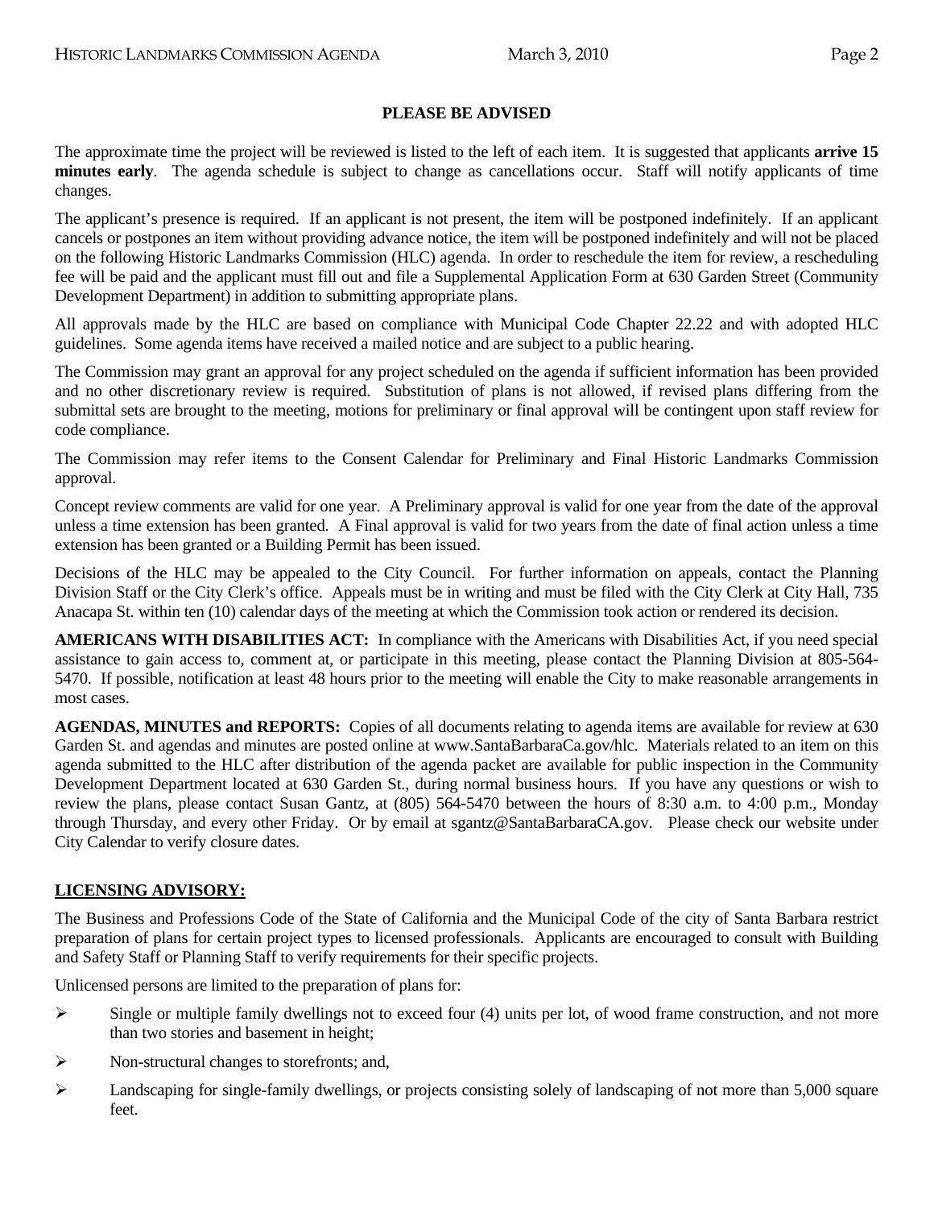**PLEASE BE ADVISED**

The approximate time the project will be reviewed is listed to the left of each item. It is suggested that applicants **arrive 15 minutes early**. The agenda schedule is subject to change as cancellations occur. Staff will notify applicants of time changes.

The applicant's presence is required. If an applicant is not present, the item will be postponed indefinitely. If an applicant cancels or postpones an item without providing advance notice, the item will be postponed indefinitely and will not be placed on the following Historic Landmarks Commission (HLC) agenda. In order to reschedule the item for review, a rescheduling fee will be paid and the applicant must fill out and file a Supplemental Application Form at 630 Garden Street (Community Development Department) in addition to submitting appropriate plans.

All approvals made by the HLC are based on compliance with Municipal Code Chapter 22.22 and with adopted HLC guidelines. Some agenda items have received a mailed notice and are subject to a public hearing.

The Commission may grant an approval for any project scheduled on the agenda if sufficient information has been provided and no other discretionary review is required. Substitution of plans is not allowed, if revised plans differing from the submittal sets are brought to the meeting, motions for preliminary or final approval will be contingent upon staff review for code compliance.

The Commission may refer items to the Consent Calendar for Preliminary and Final Historic Landmarks Commission approval.

Concept review comments are valid for one year. A Preliminary approval is valid for one year from the date of the approval unless a time extension has been granted. A Final approval is valid for two years from the date of final action unless a time extension has been granted or a Building Permit has been issued.

Decisions of the HLC may be appealed to the City Council. For further information on appeals, contact the Planning Division Staff or the City Clerk's office. Appeals must be in writing and must be filed with the City Clerk at City Hall, 735 Anacapa St. within ten (10) calendar days of the meeting at which the Commission took action or rendered its decision.

**AMERICANS WITH DISABILITIES ACT:** In compliance with the Americans with Disabilities Act, if you need special assistance to gain access to, comment at, or participate in this meeting, please contact the Planning Division at 805-564-5470. If possible, notification at least 48 hours prior to the meeting will enable the City to make reasonable arrangements in most cases.

**AGENDAS, MINUTES and REPORTS:** Copies of all documents relating to agenda items are available for review at 630 Garden St. and agendas and minutes are posted online at www.SantaBarbaraCa.gov/hlc. Materials related to an item on this agenda submitted to the HLC after distribution of the agenda packet are available for public inspection in the Community Development Department located at 630 Garden St., during normal business hours. If you have any questions or wish to review the plans, please contact Susan Gantz, at (805) 564-5470 between the hours of 8:30 a.m. to 4:00 p.m., Monday through Thursday, and every other Friday. Or by email at sgantz@SantaBarbaraCA.gov. Please check our website under City Calendar to verify closure dates.

**LICENSING ADVISORY:**

The Business and Professions Code of the State of California and the Municipal Code of the city of Santa Barbara restrict preparation of plans for certain project types to licensed professionals. Applicants are encouraged to consult with Building and Safety Staff or Planning Staff to verify requirements for their specific projects.

Unlicensed persons are limited to the preparation of plans for:

- Single or multiple family dwellings not to exceed four (4) units per lot, of wood frame construction, and not more than two stories and basement in height;
- Non-structural changes to storefronts; and,
- Landscaping for single-family dwellings, or projects consisting solely of landscaping of not more than 5,000 square feet.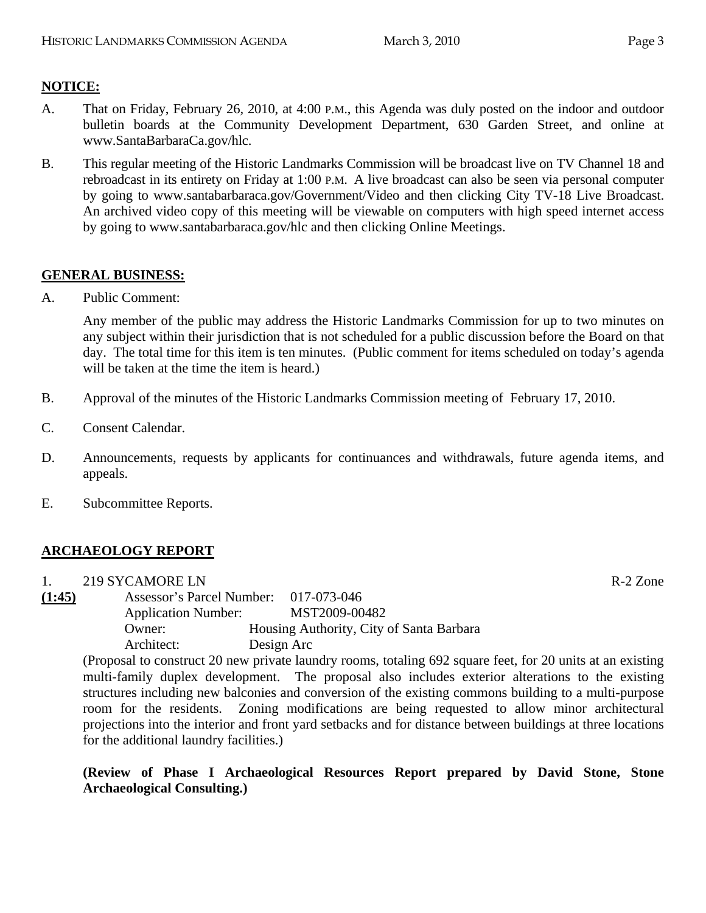**NOTICE:**

A. That on Friday, February 26, 2010, at 4:00 P.M., this Agenda was duly posted on the indoor and outdoor bulletin boards at the Community Development Department, 630 Garden Street, and online at www.SantaBarbaraCa.gov/hlc.

B. This regular meeting of the Historic Landmarks Commission will be broadcast live on TV Channel 18 and rebroadcast in its entirety on Friday at 1:00 P.M. A live broadcast can also be seen via personal computer by going to www.santabarbaraca.gov/Government/Video and then clicking City TV-18 Live Broadcast. An archived video copy of this meeting will be viewable on computers with high speed internet access by going to www.santabarbaraca.gov/hlc and then clicking Online Meetings.

**GENERAL BUSINESS:**

A. Public Comment:

Any member of the public may address the Historic Landmarks Commission for up to two minutes on any subject within their jurisdiction that is not scheduled for a public discussion before the Board on that day. The total time for this item is ten minutes. (Public comment for items scheduled on today's agenda will be taken at the time the item is heard.)

B. Approval of the minutes of the Historic Landmarks Commission meeting of February 17, 2010.

C. Consent Calendar.

D. Announcements, requests by applicants for continuances and withdrawals, future agenda items, and appeals.

E. Subcommittee Reports.

**ARCHAEOLOGY REPORT**

1. 219 SYCAMORE LN R-2 Zone

**(1:45)** Assessor's Parcel Number: 017-073-046
Application Number: MST2009-00482
Owner: Housing Authority, City of Santa Barbara
Architect: Design Arc

(Proposal to construct 20 new private laundry rooms, totaling 692 square feet, for 20 units at an existing multi-family duplex development. The proposal also includes exterior alterations to the existing structures including new balconies and conversion of the existing commons building to a multi-purpose room for the residents. Zoning modifications are being requested to allow minor architectural projections into the interior and front yard setbacks and for distance between buildings at three locations for the additional laundry facilities.)

**(Review of Phase I Archaeological Resources Report prepared by David Stone, Stone Archaeological Consulting.)**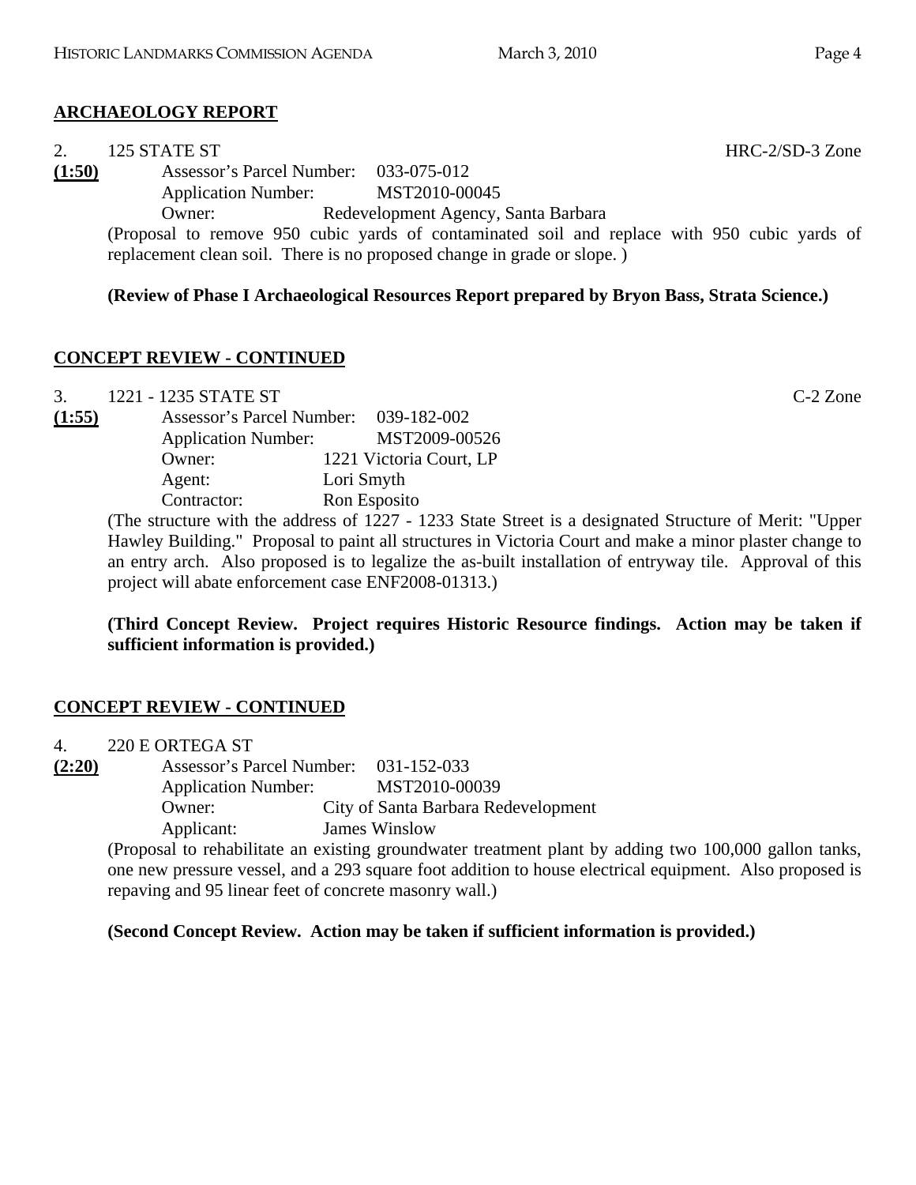## ARCHAEOLOGY REPORT

2. 125 STATE ST HRC-2/SD-3 Zone

**(1:50)** Assessor's Parcel Number: 033-075-012
Application Number: MST2010-00045
Owner: Redevelopment Agency, Santa Barbara

(Proposal to remove 950 cubic yards of contaminated soil and replace with 950 cubic yards of replacement clean soil. There is no proposed change in grade or slope. )

**(Review of Phase I Archaeological Resources Report prepared by Bryon Bass, Strata Science.)**

## CONCEPT REVIEW - CONTINUED

3. 1221 - 1235 STATE ST C-2 Zone

**(1:55)** Assessor's Parcel Number: 039-182-002
Application Number: MST2009-00526
Owner: 1221 Victoria Court, LP
Agent: Lori Smyth
Contractor: Ron Esposito

(The structure with the address of 1227 - 1233 State Street is a designated Structure of Merit: "Upper Hawley Building." Proposal to paint all structures in Victoria Court and make a minor plaster change to an entry arch. Also proposed is to legalize the as-built installation of entryway tile. Approval of this project will abate enforcement case ENF2008-01313.)

**(Third Concept Review. Project requires Historic Resource findings. Action may be taken if sufficient information is provided.)**

## CONCEPT REVIEW - CONTINUED

4. 220 E ORTEGA ST

**(2:20)** Assessor's Parcel Number: 031-152-033
Application Number: MST2010-00039
Owner: City of Santa Barbara Redevelopment
Applicant: James Winslow

(Proposal to rehabilitate an existing groundwater treatment plant by adding two 100,000 gallon tanks, one new pressure vessel, and a 293 square foot addition to house electrical equipment. Also proposed is repaving and 95 linear feet of concrete masonry wall.)

**(Second Concept Review. Action may be taken if sufficient information is provided.)**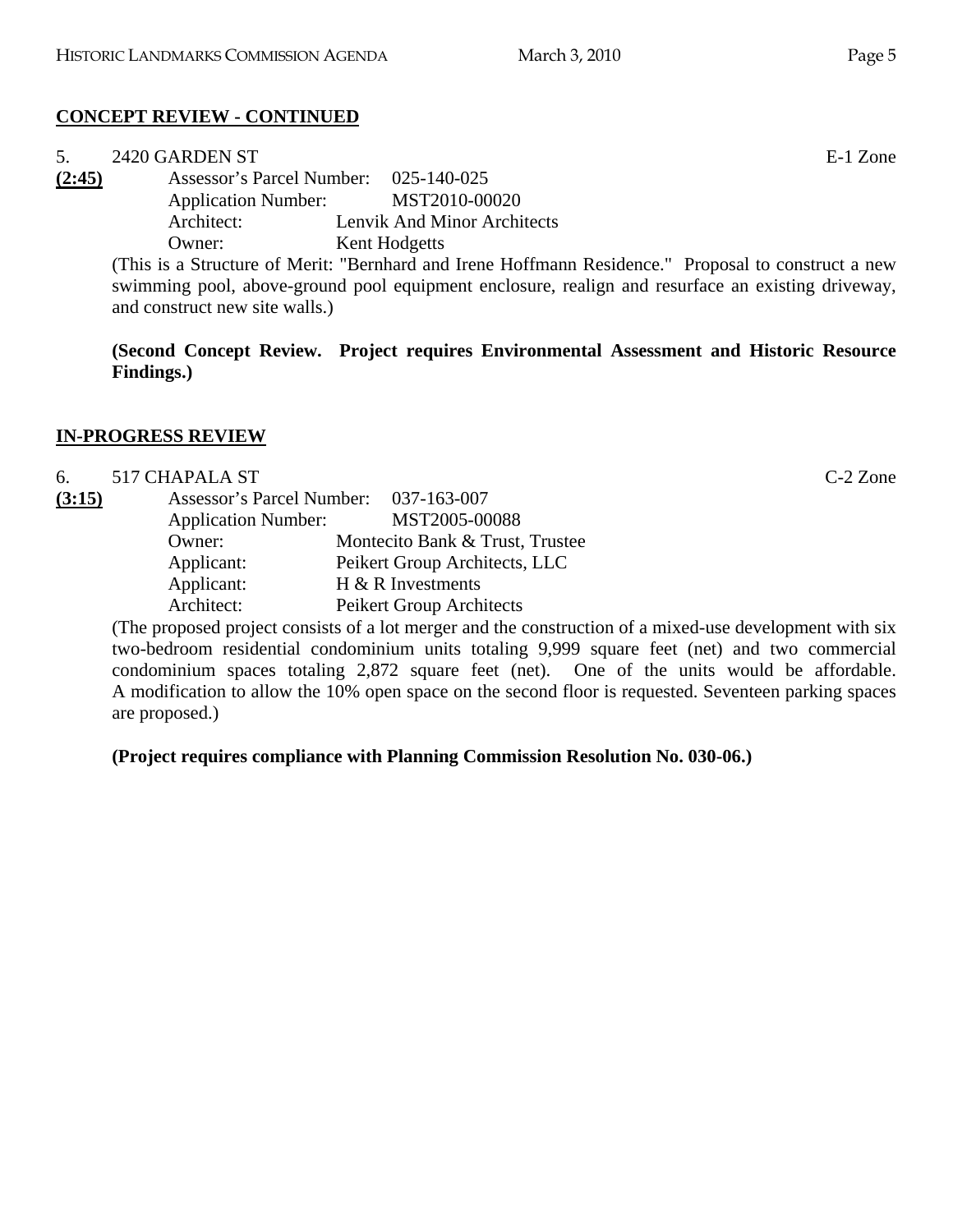## CONCEPT REVIEW - CONTINUED

5. 2420 GARDEN ST E-1 Zone

**(2:45)**

Assessor's Parcel Number: 025-140-025
Application Number: MST2010-00020
Architect: Lenvik And Minor Architects
Owner: Kent Hodgetts

(This is a Structure of Merit: "Bernhard and Irene Hoffmann Residence." Proposal to construct a new swimming pool, above-ground pool equipment enclosure, realign and resurface an existing driveway, and construct new site walls.)

**(Second Concept Review. Project requires Environmental Assessment and Historic Resource Findings.)**

## IN-PROGRESS REVIEW

6. 517 CHAPALA ST C-2 Zone

**(3:15)**

Assessor's Parcel Number: 037-163-007
Application Number: MST2005-00088
Owner: Montecito Bank & Trust, Trustee
Applicant: Peikert Group Architects, LLC
Applicant: H & R Investments
Architect: Peikert Group Architects

(The proposed project consists of a lot merger and the construction of a mixed-use development with six two-bedroom residential condominium units totaling 9,999 square feet (net) and two commercial condominium spaces totaling 2,872 square feet (net). One of the units would be affordable. A modification to allow the 10% open space on the second floor is requested. Seventeen parking spaces are proposed.)

**(Project requires compliance with Planning Commission Resolution No. 030-06.)**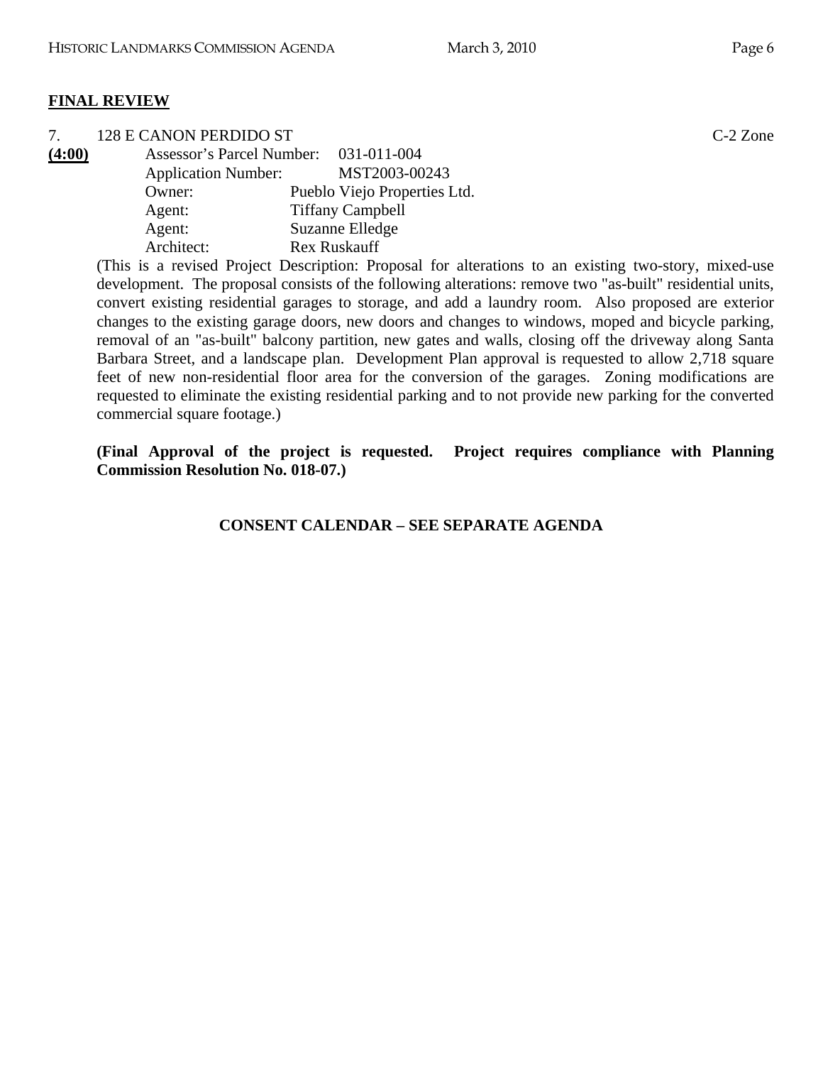## FINAL REVIEW

7. 128 E CANON PERDIDO ST C-2 Zone

**(4:00)**

Assessor's Parcel Number: 031-011-004
Application Number: MST2003-00243
Owner: Pueblo Viejo Properties Ltd.
Agent: Tiffany Campbell
Agent: Suzanne Elledge
Architect: Rex Ruskauff

(This is a revised Project Description: Proposal for alterations to an existing two-story, mixed-use development. The proposal consists of the following alterations: remove two "as-built" residential units, convert existing residential garages to storage, and add a laundry room. Also proposed are exterior changes to the existing garage doors, new doors and changes to windows, moped and bicycle parking, removal of an "as-built" balcony partition, new gates and walls, closing off the driveway along Santa Barbara Street, and a landscape plan. Development Plan approval is requested to allow 2,718 square feet of new non-residential floor area for the conversion of the garages. Zoning modifications are requested to eliminate the existing residential parking and to not provide new parking for the converted commercial square footage.)

**(Final Approval of the project is requested. Project requires compliance with Planning Commission Resolution No. 018-07.)**

**CONSENT CALENDAR – SEE SEPARATE AGENDA**